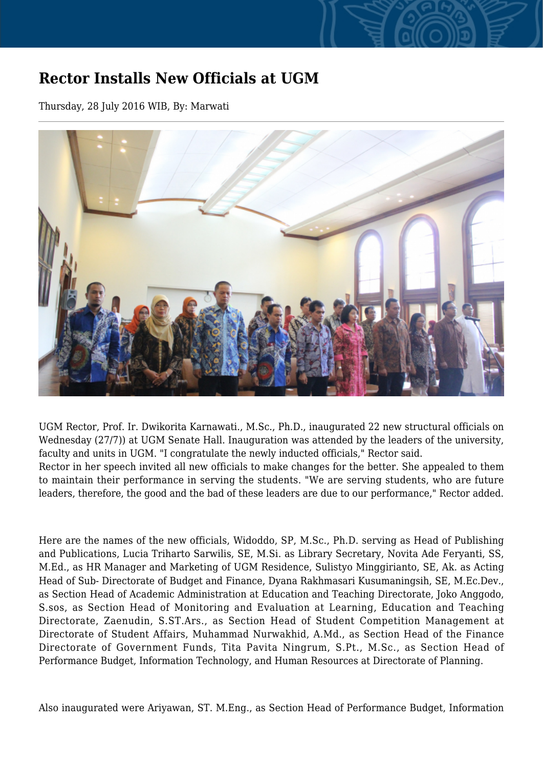# Rector Installs New Officials at UGM

Thursday, 28 July 2016 WIB, By: Marwati

UGM Rector, Prof. Ir. Dwikorita Karnawati., M.Sc., Ph.D., inaugurated 22 new structural officials on Wednesday (27/7)) at UGM Senate Hall. Inauguration was attended by the leaders of the university, faculty and units in UGM. "I congratulate the newly inducted officials," Rector said.

Rector in her speech invited all new officials to make changes for the better. She appealed to them to maintain their performance in serving the students. "We are serving students, who are future leaders, therefore, the good and the bad of these leaders are due to our performance," Rector added.

Here are the names of the new officials, Widoddo, SP, M.Sc., Ph.D. serving as Head of Publishing and Publications, Lucia Triharto Sarwilis, SE, M.Si. as Library Secretary, Novita Ade Feryanti, SS, M.Ed., as HR Manager and Marketing of UGM Residence, Sulistyo Minggirianto, SE, Ak. as Acting Head of Sub- Directorate of Budget and Finance, Dyana Rakhmasari Kusumaningsih, SE, M.Ec.Dev., as Section Head of Academic Administration at Education and Teaching Directorate, Joko Anggodo, S.sos, as Section Head of Monitoring and Evaluation at Learning, Education and Teaching Directorate, Zaenudin, S.ST.Ars., as Section Head of Student Competition Management at Directorate of Student Affairs, Muhammad Nurwakhid, A.Md., as Section Head of the Finance Directorate of Government Funds, Tita Pavita Ningrum, S.Pt., M.Sc., as Section Head of Performance Budget, Information Technology, and Human Resources at Directorate of Planning.

Also inaugurated were Ariyawan, ST. M.Eng., as Section Head of Performance Budget, Information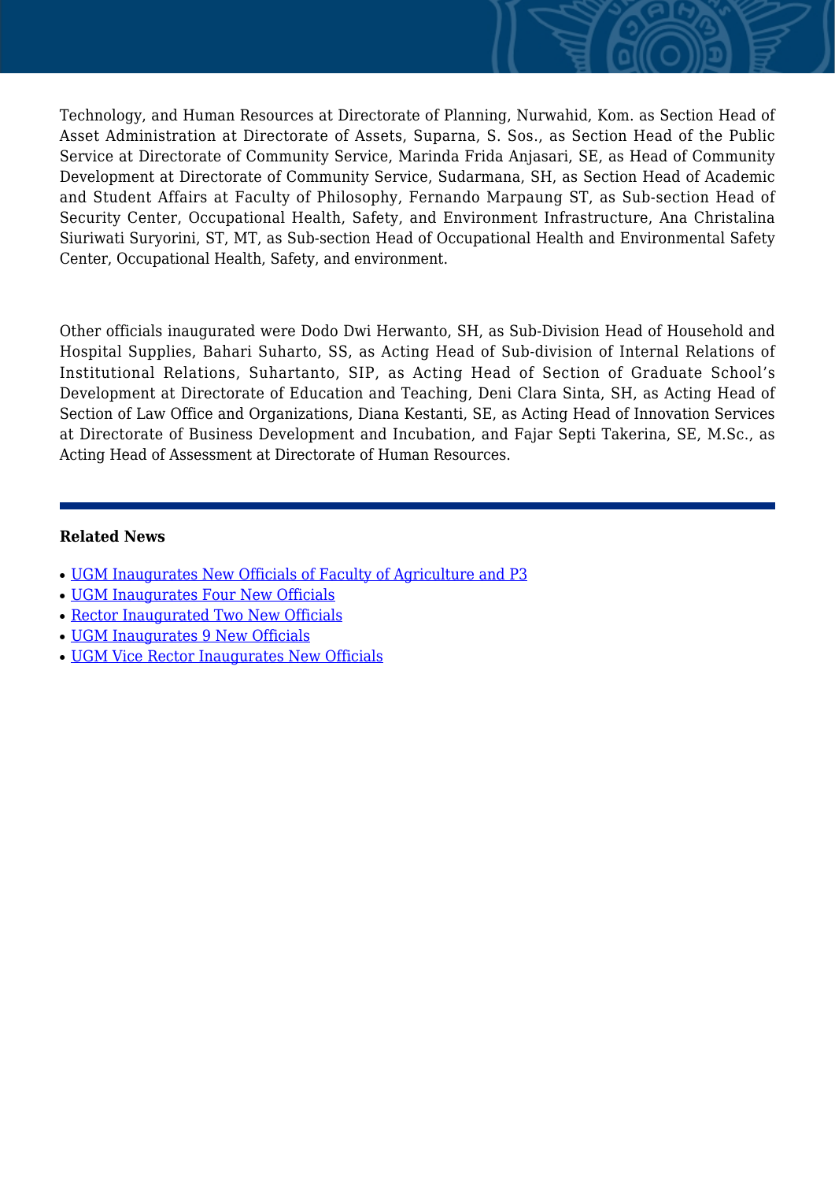Technology, and Human Resources at Directorate of Planning, Nurwahid, Kom. as Section Head of Asset Administration at Directorate of Assets, Suparna, S. Sos., as Section Head of the Public Service at Directorate of Community Service, Marinda Frida Anjasari, SE, as Head of Community Development at Directorate of Community Service, Sudarmana, SH, as Section Head of Academic and Student Affairs at Faculty of Philosophy, Fernando Marpaung ST, as Sub-section Head of Security Center, Occupational Health, Safety, and Environment Infrastructure, Ana Christalina Siuriwati Suryorini, ST, MT, as Sub-section Head of Occupational Health and Environmental Safety Center, Occupational Health, Safety, and environment.

Other officials inaugurated were Dodo Dwi Herwanto, SH, as Sub-Division Head of Household and Hospital Supplies, Bahari Suharto, SS, as Acting Head of Sub-division of Internal Relations of Institutional Relations, Suhartanto, SIP, as Acting Head of Section of Graduate School's Development at Directorate of Education and Teaching, Deni Clara Sinta, SH, as Acting Head of Section of Law Office and Organizations, Diana Kestanti, SE, as Acting Head of Innovation Services at Directorate of Business Development and Incubation, and Fajar Septi Takerina, SE, M.Sc., as Acting Head of Assessment at Directorate of Human Resources.

---

**Related News**

- UGM Inaugurates New Officials of Faculty of Agriculture and P3
- UGM Inaugurates Four New Officials
- Rector Inaugurated Two New Officials
- UGM Inaugurates 9 New Officials
- UGM Vice Rector Inaugurates New Officials